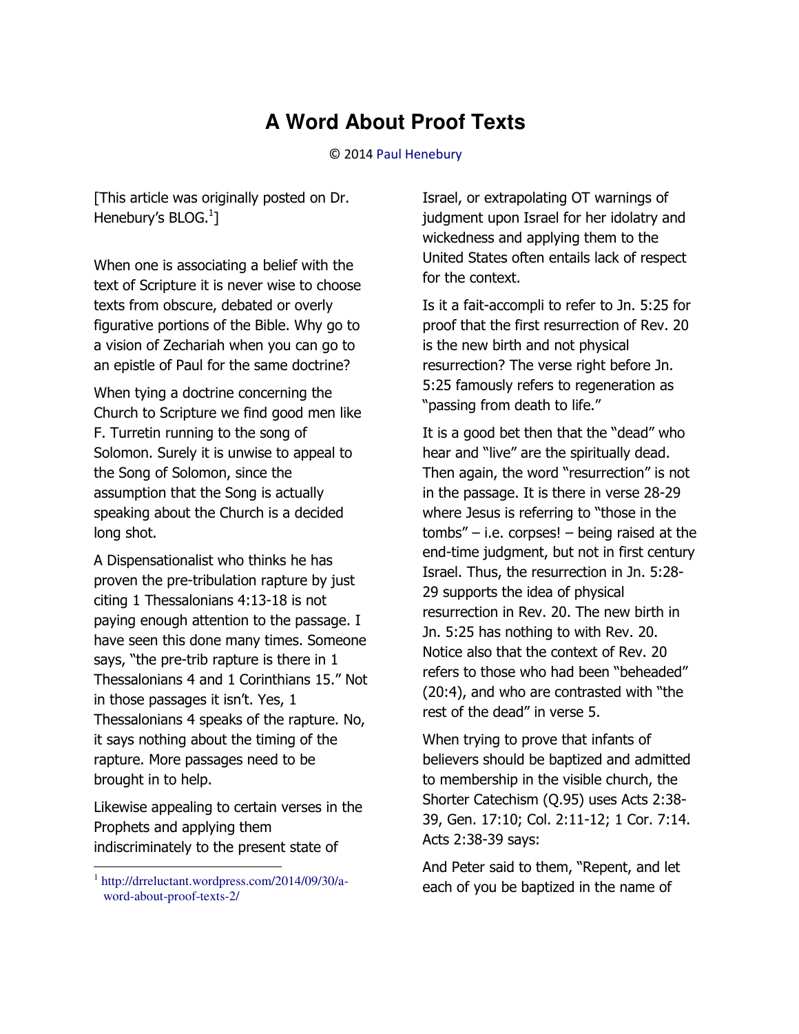# A Word About Proof Texts

© 2014 Paul Henebury

[This article was originally posted on Dr. Henebury's BLOG.[1]]

When one is associating a belief with the text of Scripture it is never wise to choose texts from obscure, debated or overly figurative portions of the Bible. Why go to a vision of Zechariah when you can go to an epistle of Paul for the same doctrine?

When tying a doctrine concerning the Church to Scripture we find good men like F. Turretin running to the song of Solomon. Surely it is unwise to appeal to the Song of Solomon, since the assumption that the Song is actually speaking about the Church is a decided long shot.

A Dispensationalist who thinks he has proven the pre-tribulation rapture by just citing 1 Thessalonians 4:13-18 is not paying enough attention to the passage. I have seen this done many times. Someone says, "the pre-trib rapture is there in 1 Thessalonians 4 and 1 Corinthians 15." Not in those passages it isn't. Yes, 1 Thessalonians 4 speaks of the rapture. No, it says nothing about the timing of the rapture. More passages need to be brought in to help.

Likewise appealing to certain verses in the Prophets and applying them indiscriminately to the present state of Israel, or extrapolating OT warnings of judgment upon Israel for her idolatry and wickedness and applying them to the United States often entails lack of respect for the context.

Is it a fait-accompli to refer to Jn. 5:25 for proof that the first resurrection of Rev. 20 is the new birth and not physical resurrection? The verse right before Jn. 5:25 famously refers to regeneration as "passing from death to life."

It is a good bet then that the "dead" who hear and "live" are the spiritually dead. Then again, the word "resurrection" is not in the passage. It is there in verse 28-29 where Jesus is referring to "those in the tombs" – i.e. corpses! – being raised at the end-time judgment, but not in first century Israel. Thus, the resurrection in Jn. 5:28-29 supports the idea of physical resurrection in Rev. 20. The new birth in Jn. 5:25 has nothing to with Rev. 20. Notice also that the context of Rev. 20 refers to those who had been "beheaded" (20:4), and who are contrasted with "the rest of the dead" in verse 5.

When trying to prove that infants of believers should be baptized and admitted to membership in the visible church, the Shorter Catechism (Q.95) uses Acts 2:38-39, Gen. 17:10; Col. 2:11-12; 1 Cor. 7:14. Acts 2:38-39 says:

And Peter said to them, "Repent, and let each of you be baptized in the name of

[1] http://drreluctant.wordpress.com/2014/09/30/a-word-about-proof-texts-2/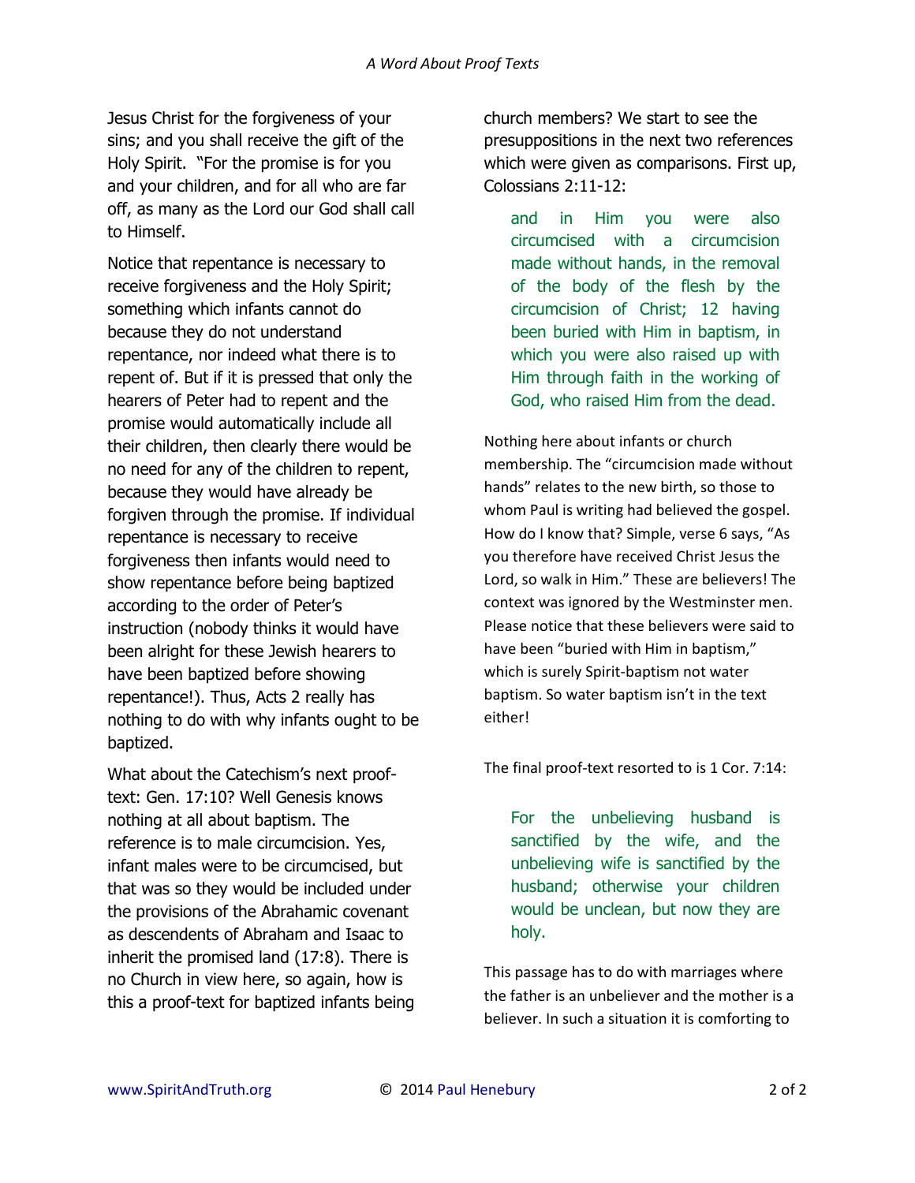Jesus Christ for the forgiveness of your sins; and you shall receive the gift of the Holy Spirit. "For the promise is for you and your children, and for all who are far off, as many as the Lord our God shall call to Himself.

Notice that repentance is necessary to receive forgiveness and the Holy Spirit; something which infants cannot do because they do not understand repentance, nor indeed what there is to repent of. But if it is pressed that only the hearers of Peter had to repent and the promise would automatically include all their children, then clearly there would be no need for any of the children to repent, because they would have already be forgiven through the promise. If individual repentance is necessary to receive forgiveness then infants would need to show repentance before being baptized according to the order of Peter's instruction (nobody thinks it would have been alright for these Jewish hearers to have been baptized before showing repentance!). Thus, Acts 2 really has nothing to do with why infants ought to be baptized.

What about the Catechism's next proof-text: Gen. 17:10? Well Genesis knows nothing at all about baptism. The reference is to male circumcision. Yes, infant males were to be circumcised, but that was so they would be included under the provisions of the Abrahamic covenant as descendents of Abraham and Isaac to inherit the promised land (17:8). There is no Church in view here, so again, how is this a proof-text for baptized infants being church members? We start to see the presuppositions in the next two references which were given as comparisons. First up, Colossians 2:11-12:

> and in Him you were also circumcised with a circumcision made without hands, in the removal of the body of the flesh by the circumcision of Christ; 12 having been buried with Him in baptism, in which you were also raised up with Him through faith in the working of God, who raised Him from the dead.

Nothing here about infants or church membership. The "circumcision made without hands" relates to the new birth, so those to whom Paul is writing had believed the gospel. How do I know that? Simple, verse 6 says, "As you therefore have received Christ Jesus the Lord, so walk in Him." These are believers! The context was ignored by the Westminster men. Please notice that these believers were said to have been "buried with Him in baptism," which is surely Spirit-baptism not water baptism. So water baptism isn't in the text either!

The final proof-text resorted to is 1 Cor. 7:14:

> For the unbelieving husband is sanctified by the wife, and the unbelieving wife is sanctified by the husband; otherwise your children would be unclean, but now they are holy.

This passage has to do with marriages where the father is an unbeliever and the mother is a believer. In such a situation it is comforting to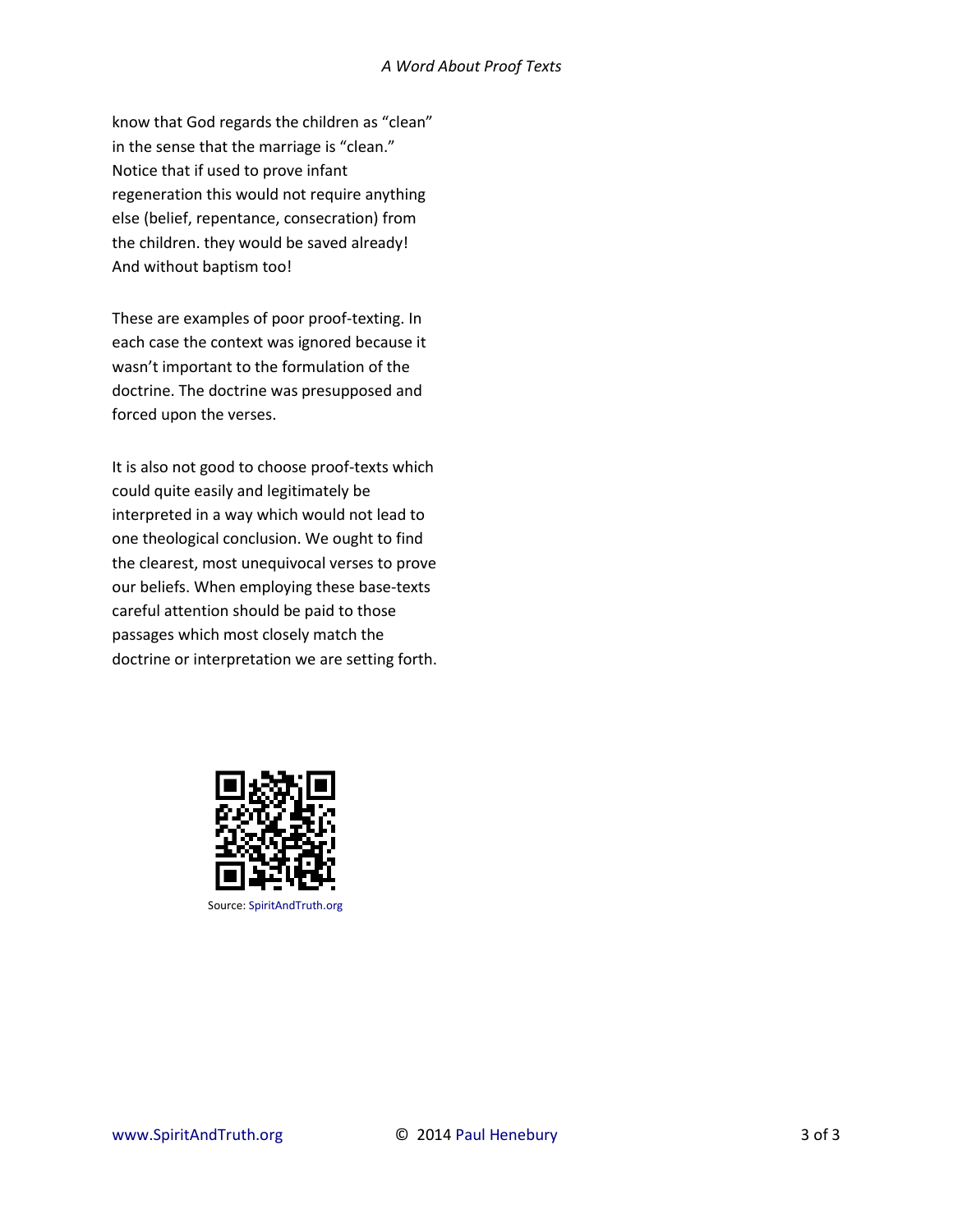know that God regards the children as "clean" in the sense that the marriage is "clean." Notice that if used to prove infant regeneration this would not require anything else (belief, repentance, consecration) from the children. they would be saved already! And without baptism too!

These are examples of poor proof-texting. In each case the context was ignored because it wasn't important to the formulation of the doctrine. The doctrine was presupposed and forced upon the verses.

It is also not good to choose proof-texts which could quite easily and legitimately be interpreted in a way which would not lead to one theological conclusion. We ought to find the clearest, most unequivocal verses to prove our beliefs. When employing these base-texts careful attention should be paid to those passages which most closely match the doctrine or interpretation we are setting forth.

Source: SpiritAndTruth.org